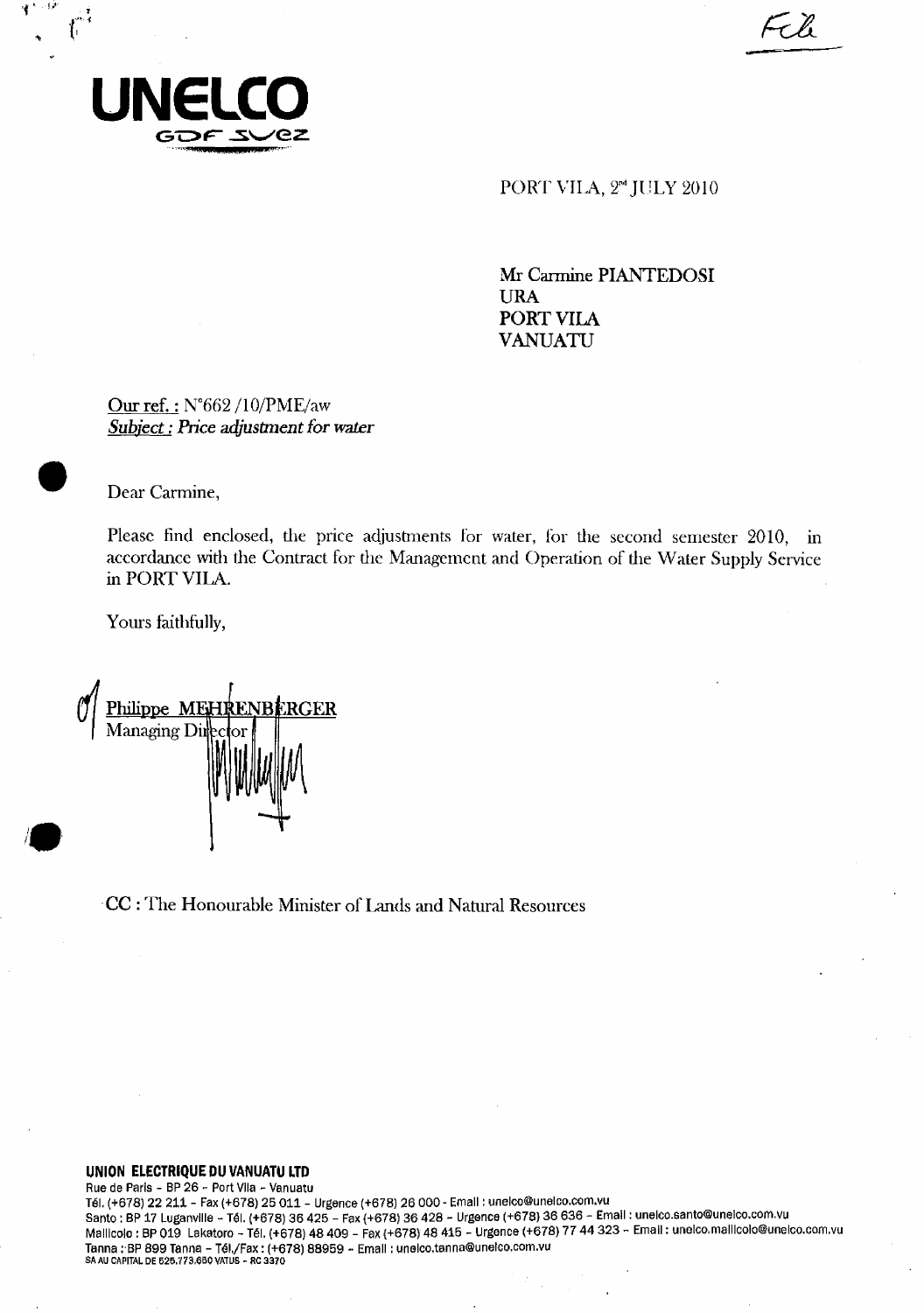Fcl

**UNELCO**
GDF SUEZ

PORT VILA, 2nd JULY 2010

Mr Carmine PIANTEDOSI
URA
PORT VILA
VANUATU

Our ref. : N°662 /10/PME/aw
*Subject : Price adjustment for water*

Dear Carmine,

Please find enclosed, the price adjustments for water, for the second semester 2010, in accordance with the Contract for the Management and Operation of the Water Supply Service in PORT VILA.

Yours faithfully,

Philippe MEHRENBERGER
Managing Director

CC : The Honourable Minister of Lands and Natural Resources

**UNION ELECTRIQUE DU VANUATU LTD**
Rue de Paris – BP 26 – Port Vila – Vanuatu
Tél. (+678) 22 211 – Fax (+678) 25 011 – Urgence (+678) 26 000 - Email : unelco@unelco.com.vu
Santo : BP 17 Luganville – Tél. (+678) 36 425 – Fax (+678) 36 428 – Urgence (+678) 36 636 – Email : unelco.santo@unelco.com.vu
Malllcolo : BP 019 Lakatoro – Tél. (+678) 48 409 – Fax (+678) 48 415 – Urgence (+678) 77 44 323 – Email : unelco.mallicolo@unelco.com.vu
Tanna : BP 899 Tanna – Tél./Fax : (+678) 88959 – Email : unelco.tanna@unelco.com.vu
SA AU CAPITAL DE 626.773.660 VATUS – RC 3370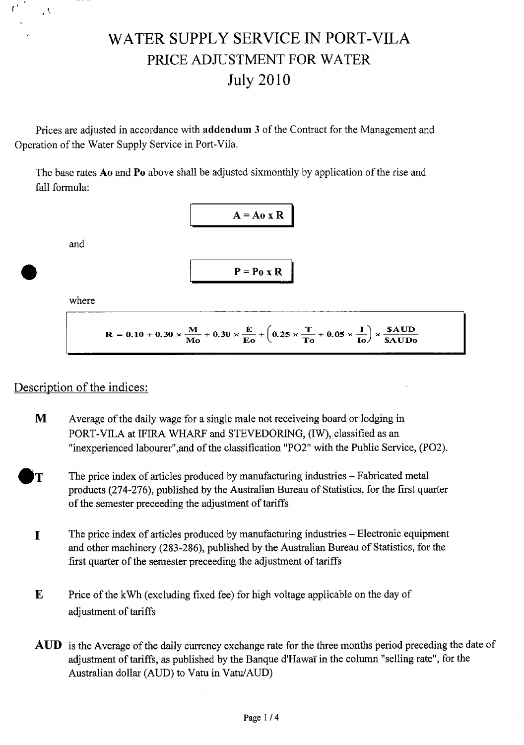# WATER SUPPLY SERVICE IN PORT-VILA

## PRICE ADJUSTMENT FOR WATER

## July 2010

Prices are adjusted in accordance with **addendum 3** of the Contract for the Management and Operation of the Water Supply Service in Port-Vila.

The base rates **Ao** and **Po** above shall be adjusted sixmonthly by application of the rise and fall formula:

$$A = Ao \times R$$

and

$$P = Po \times R$$

where

$$R = 0.10 + 0.30 \times \frac{M}{Mo} + 0.30 \times \frac{E}{Eo} + \left(0.25 \times \frac{T}{To} + 0.05 \times \frac{I}{Io}\right) \times \frac{\$AUD}{\$AUDo}$$

## Description of the indices:

**M** Average of the daily wage for a single male not receiveing board or lodging in PORT-VILA at IFIRA WHARF and STEVEDORING, (IW), classified as an "inexperienced labourer",and of the classification "PO2" with the Public Service, (PO2).

**T** The price index of articles produced by manufacturing industries – Fabricated metal products (274-276), published by the Australian Bureau of Statistics, for the first quarter of the semester preceeding the adjustment of tariffs

**I** The price index of articles produced by manufacturing industries – Electronic equipment and other machinery (283-286), published by the Australian Bureau of Statistics, for the first quarter of the semester preceeding the adjustment of tariffs

**E** Price of the kWh (excluding fixed fee) for high voltage applicable on the day of adjustment of tariffs

**AUD** is the Average of the daily currency exchange rate for the three months period preceding the date of adjustment of tariffs, as published by the Banque d'Hawaï in the column "selling rate", for the Australian dollar (AUD) to Vatu in Vatu/AUD)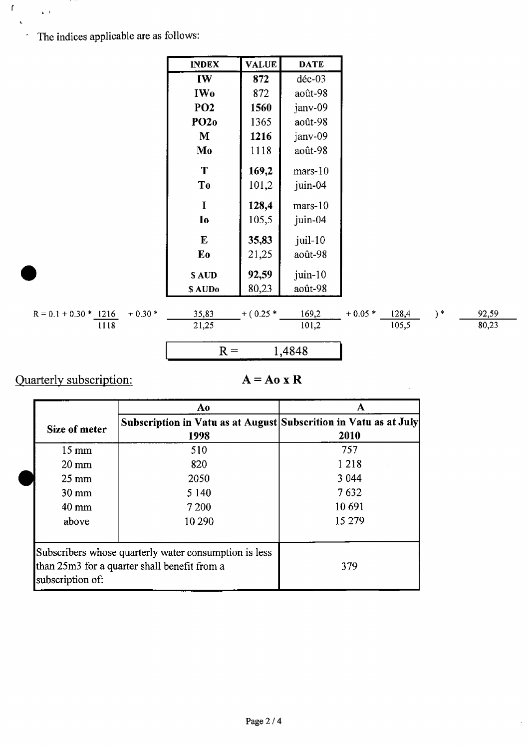The indices applicable are as follows:

| INDEX | VALUE | DATE |
|---|---|---|
| **IW** | **872** | déc-03 |
| **IWo** | 872 | août-98 |
| **PO2** | **1560** | janv-09 |
| **PO2o** | 1365 | août-98 |
| **M** | **1216** | janv-09 |
| **Mo** | 1118 | août-98 |
| **T** | **169,2** | mars-10 |
| **To** | 101,2 | juin-04 |
| **I** | **128,4** | mars-10 |
| **Io** | 105,5 | juin-04 |
| **E** | **35,83** | juil-10 |
| **Eo** | 21,25 | août-98 |
| **$ AUD** | **92,59** | juin-10 |
| **$ AUDo** | 80,23 | août-98 |

$$R = 0.1 + 0.30 * \frac{1216}{1118} + 0.30 * \frac{35{,}83}{21{,}25} + \left(0.25 * \frac{169{,}2}{101{,}2} + 0.05 * \frac{128{,}4}{105{,}5}\right) * \frac{92{,}59}{80{,}23}$$

$$R = 1{,}4848$$

Quarterly subscription: **A = Ao x R**

| Size of meter | Ao<br>Subscription in Vatu as at August 1998 | A<br>Subscrition in Vatu as at July 2010 |
|---|---|---|
| 15 mm | 510 | 757 |
| 20 mm | 820 | 1 218 |
| 25 mm | 2050 | 3 044 |
| 30 mm | 5 140 | 7 632 |
| 40 mm | 7 200 | 10 691 |
| above | 10 290 | 15 279 |
| Subscribers whose quarterly water consumption is less than 25m3 for a quarter shall benefit from a subscription of: | | 379 |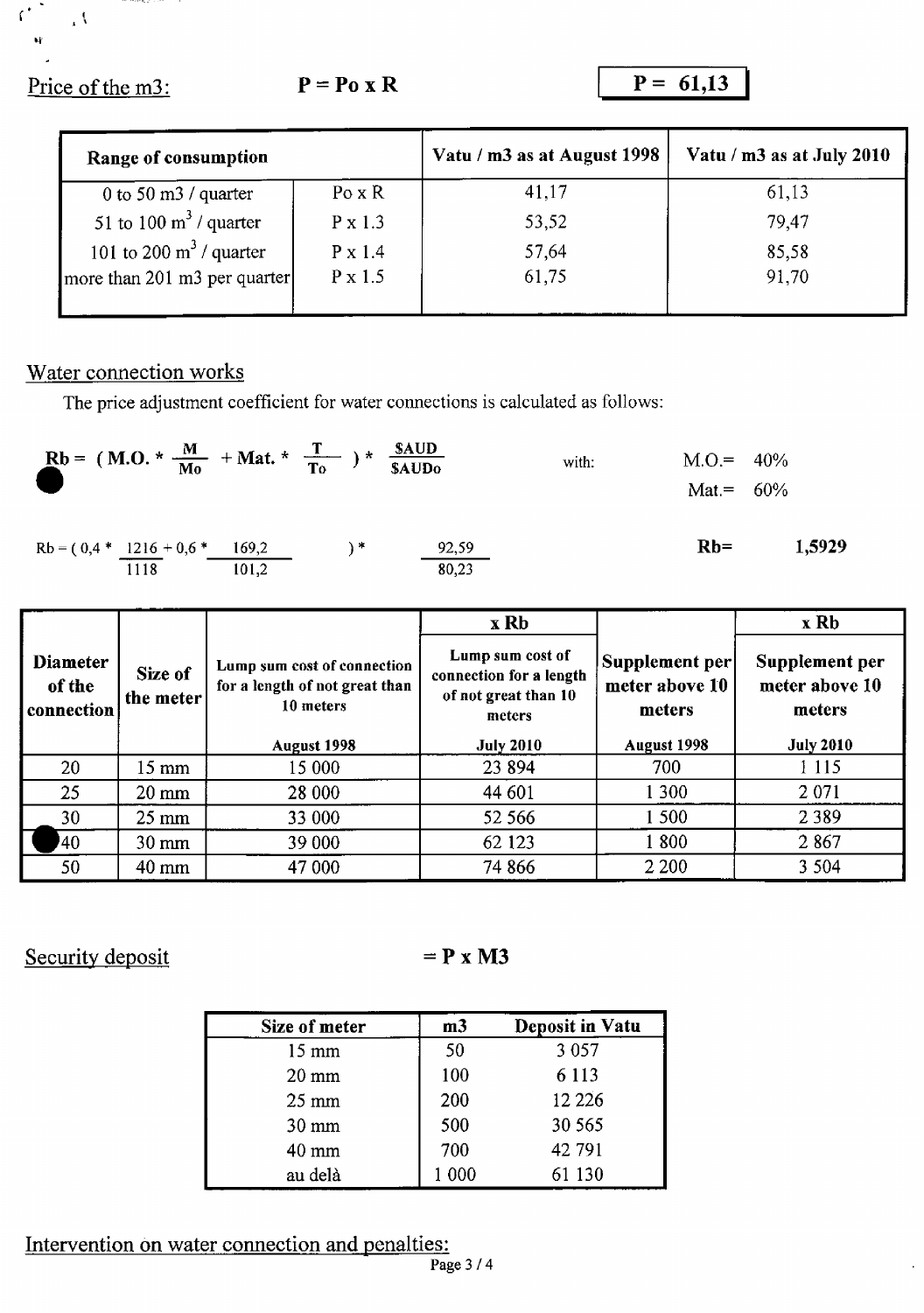Price of the m3: $P = Po \times R$ **P = 61,13**

| Range of consumption | | Vatu / m3 as at August 1998 | Vatu / m3 as at July 2010 |
|---|---|---|---|
| 0 to 50 m3 / quarter | Po x R | 41,17 | 61,13 |
| 51 to 100 m$^3$ / quarter | P x 1.3 | 53,52 | 79,47 |
| 101 to 200 m$^3$ / quarter | P x 1.4 | 57,64 | 85,58 |
| more than 201 m3 per quarter | P x 1.5 | 61,75 | 91,70 |

## Water connection works

The price adjustment coefficient for water connections is calculated as follows:

$$Rb = (M.O. * \frac{M}{Mo} + Mat. * \frac{T}{To}) * \frac{\$AUD}{\$AUDo}$$

with: M.O.= 40%, Mat.= 60%

$$Rb = (0{,}4 * \frac{1216}{1118} + 0{,}6 * \frac{169{,}2}{101{,}2}) * \frac{92{,}59}{80{,}23}$$

**Rb= 1,5929**

| Diameter of the connection | Size of the meter | Lump sum cost of connection for a length of not great than 10 meters | x Rb | Supplement per meter above 10 meters | x Rb |
|---|---|---|---|---|---|
| | | | Lump sum cost of connection for a length of not great than 10 meters | | Supplement per meter above 10 meters |
| | | August 1998 | July 2010 | August 1998 | July 2010 |
| 20 | 15 mm | 15 000 | 23 894 | 700 | 1 115 |
| 25 | 20 mm | 28 000 | 44 601 | 1 300 | 2 071 |
| 30 | 25 mm | 33 000 | 52 566 | 1 500 | 2 389 |
| 40 | 30 mm | 39 000 | 62 123 | 1 800 | 2 867 |
| 50 | 40 mm | 47 000 | 74 866 | 2 200 | 3 504 |

## Security deposit

$= P \times M3$

| Size of meter | m3 | Deposit in Vatu |
|---|---|---|
| 15 mm | 50 | 3 057 |
| 20 mm | 100 | 6 113 |
| 25 mm | 200 | 12 226 |
| 30 mm | 500 | 30 565 |
| 40 mm | 700 | 42 791 |
| au delà | 1 000 | 61 130 |

## Intervention on water connection and penalties: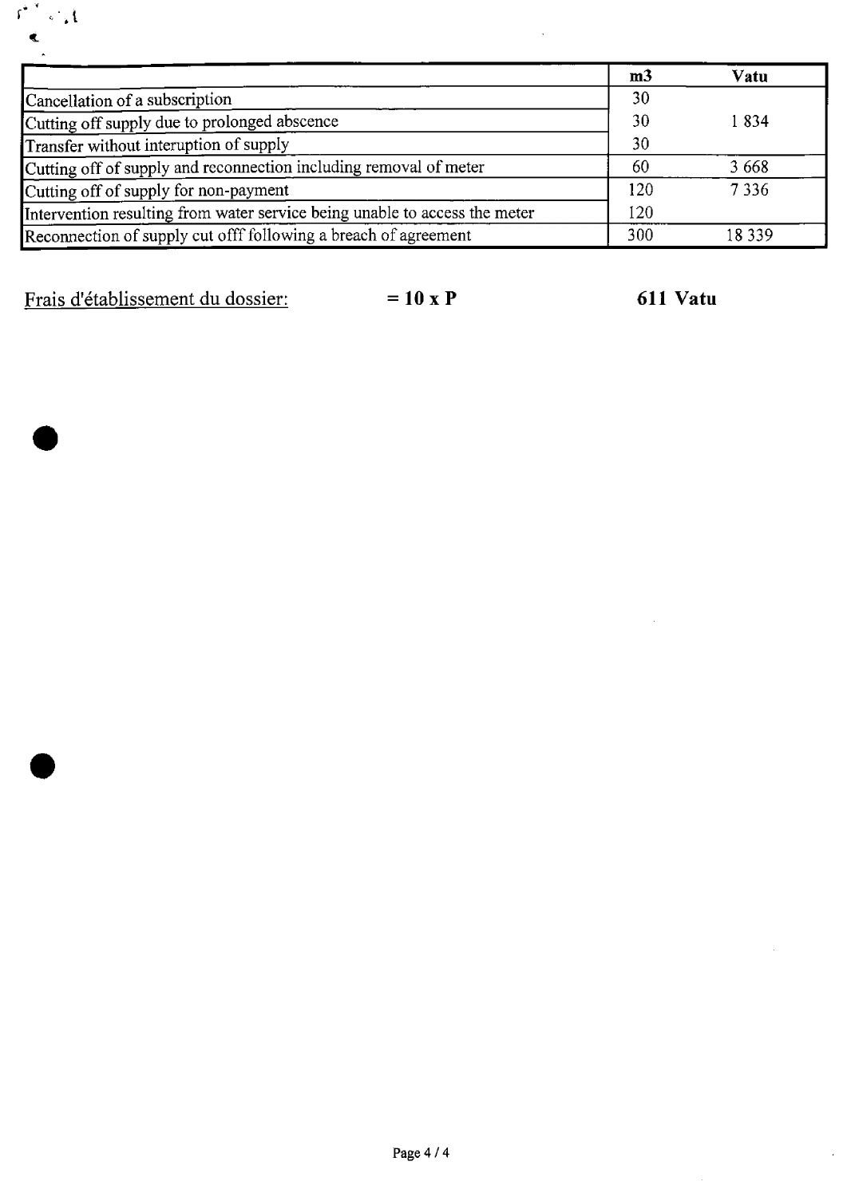| | m3 | Vatu |
|---|---|---|
| Cancellation of a subscription | 30 | |
| Cutting off supply due to prolonged abscence | 30 | 1 834 |
| Transfer without interuption of supply | 30 | |
| Cutting off of supply and reconnection including removal of meter | 60 | 3 668 |
| Cutting off of supply for non-payment | 120 | 7 336 |
| Intervention resulting from water service being unable to access the meter | 120 | |
| Reconnection of supply cut offf following a breach of agreement | 300 | 18 339 |

Frais d'établissement du dossier: **= 10 x P** **611 Vatu**